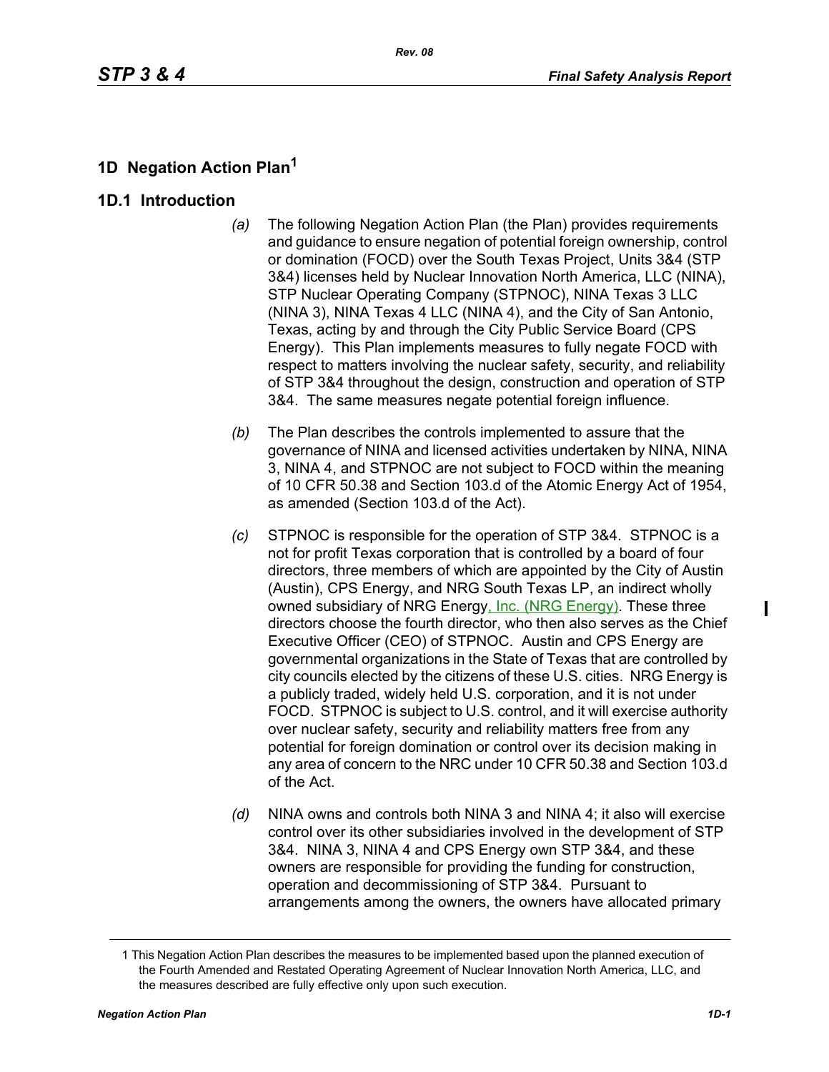# 1D Negation Action Plan[1]

## 1D.1 Introduction

*(a)* The following Negation Action Plan (the Plan) provides requirements and guidance to ensure negation of potential foreign ownership, control or domination (FOCD) over the South Texas Project, Units 3&4 (STP 3&4) licenses held by Nuclear Innovation North America, LLC (NINA), STP Nuclear Operating Company (STPNOC), NINA Texas 3 LLC (NINA 3), NINA Texas 4 LLC (NINA 4), and the City of San Antonio, Texas, acting by and through the City Public Service Board (CPS Energy). This Plan implements measures to fully negate FOCD with respect to matters involving the nuclear safety, security, and reliability of STP 3&4 throughout the design, construction and operation of STP 3&4. The same measures negate potential foreign influence.

*(b)* The Plan describes the controls implemented to assure that the governance of NINA and licensed activities undertaken by NINA, NINA 3, NINA 4, and STPNOC are not subject to FOCD within the meaning of 10 CFR 50.38 and Section 103.d of the Atomic Energy Act of 1954, as amended (Section 103.d of the Act).

*(c)* STPNOC is responsible for the operation of STP 3&4. STPNOC is a not for profit Texas corporation that is controlled by a board of four directors, three members of which are appointed by the City of Austin (Austin), CPS Energy, and NRG South Texas LP, an indirect wholly owned subsidiary of NRG Energy, Inc. (NRG Energy). These three directors choose the fourth director, who then also serves as the Chief Executive Officer (CEO) of STPNOC. Austin and CPS Energy are governmental organizations in the State of Texas that are controlled by city councils elected by the citizens of these U.S. cities. NRG Energy is a publicly traded, widely held U.S. corporation, and it is not under FOCD. STPNOC is subject to U.S. control, and it will exercise authority over nuclear safety, security and reliability matters free from any potential for foreign domination or control over its decision making in any area of concern to the NRC under 10 CFR 50.38 and Section 103.d of the Act.

*(d)* NINA owns and controls both NINA 3 and NINA 4; it also will exercise control over its other subsidiaries involved in the development of STP 3&4. NINA 3, NINA 4 and CPS Energy own STP 3&4, and these owners are responsible for providing the funding for construction, operation and decommissioning of STP 3&4. Pursuant to arrangements among the owners, the owners have allocated primary

---

[1] This Negation Action Plan describes the measures to be implemented based upon the planned execution of the Fourth Amended and Restated Operating Agreement of Nuclear Innovation North America, LLC, and the measures described are fully effective only upon such execution.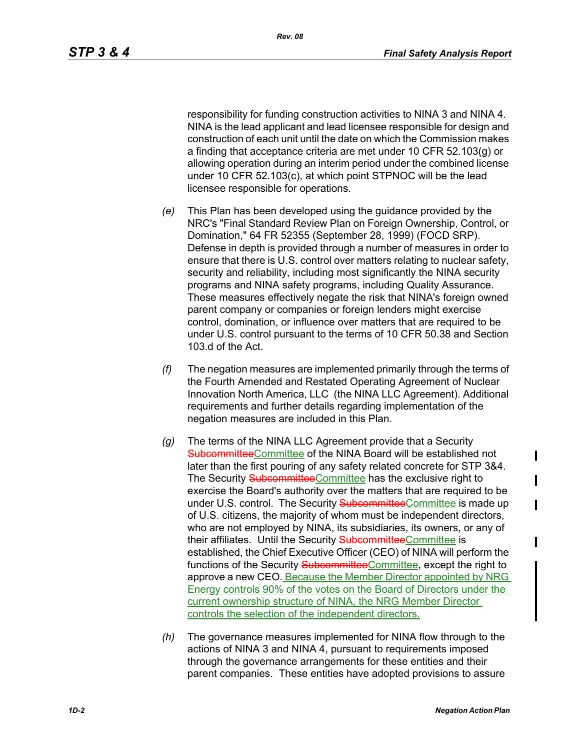responsibility for funding construction activities to NINA 3 and NINA 4. NINA is the lead applicant and lead licensee responsible for design and construction of each unit until the date on which the Commission makes a finding that acceptance criteria are met under 10 CFR 52.103(g) or allowing operation during an interim period under the combined license under 10 CFR 52.103(c), at which point STPNOC will be the lead licensee responsible for operations.

*(e)* This Plan has been developed using the guidance provided by the NRC's "Final Standard Review Plan on Foreign Ownership, Control, or Domination," 64 FR 52355 (September 28, 1999) (FOCD SRP). Defense in depth is provided through a number of measures in order to ensure that there is U.S. control over matters relating to nuclear safety, security and reliability, including most significantly the NINA security programs and NINA safety programs, including Quality Assurance. These measures effectively negate the risk that NINA's foreign owned parent company or companies or foreign lenders might exercise control, domination, or influence over matters that are required to be under U.S. control pursuant to the terms of 10 CFR 50.38 and Section 103.d of the Act.

*(f)* The negation measures are implemented primarily through the terms of the Fourth Amended and Restated Operating Agreement of Nuclear Innovation North America, LLC (the NINA LLC Agreement). Additional requirements and further details regarding implementation of the negation measures are included in this Plan.

*(g)* The terms of the NINA LLC Agreement provide that a Security ~~Subcommittee~~Committee of the NINA Board will be established not later than the first pouring of any safety related concrete for STP 3&4. The Security ~~Subcommittee~~Committee has the exclusive right to exercise the Board's authority over the matters that are required to be under U.S. control. The Security ~~Subcommittee~~Committee is made up of U.S. citizens, the majority of whom must be independent directors, who are not employed by NINA, its subsidiaries, its owners, or any of their affiliates. Until the Security ~~Subcommittee~~Committee is established, the Chief Executive Officer (CEO) of NINA will perform the functions of the Security ~~Subcommittee~~Committee, except the right to approve a new CEO. Because the Member Director appointed by NRG Energy controls 90% of the votes on the Board of Directors under the current ownership structure of NINA, the NRG Member Director controls the selection of the independent directors.

*(h)* The governance measures implemented for NINA flow through to the actions of NINA 3 and NINA 4, pursuant to requirements imposed through the governance arrangements for these entities and their parent companies. These entities have adopted provisions to assure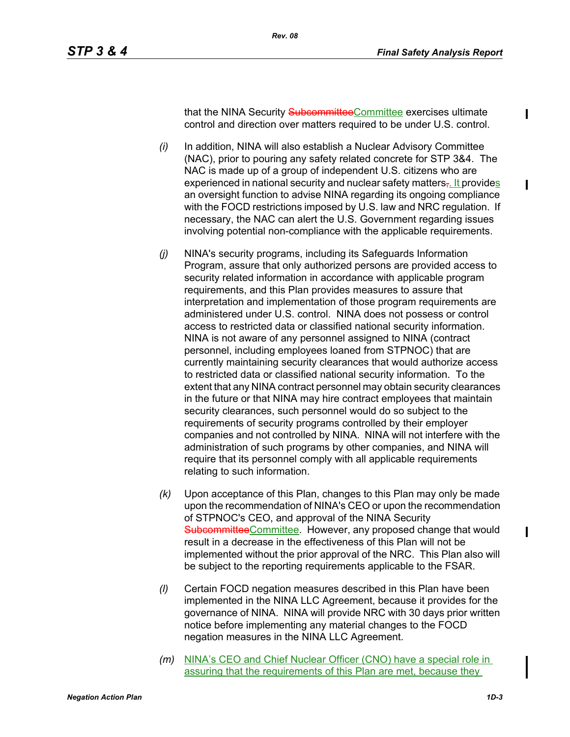that the NINA Security ~~Subcommittee~~Committee exercises ultimate control and direction over matters required to be under U.S. control.

*(i)* In addition, NINA will also establish a Nuclear Advisory Committee (NAC), prior to pouring any safety related concrete for STP 3&4. The NAC is made up of a group of independent U.S. citizens who are experienced in national security and nuclear safety matters~~,~~. It provides an oversight function to advise NINA regarding its ongoing compliance with the FOCD restrictions imposed by U.S. law and NRC regulation. If necessary, the NAC can alert the U.S. Government regarding issues involving potential non-compliance with the applicable requirements.

*(j)* NINA's security programs, including its Safeguards Information Program, assure that only authorized persons are provided access to security related information in accordance with applicable program requirements, and this Plan provides measures to assure that interpretation and implementation of those program requirements are administered under U.S. control. NINA does not possess or control access to restricted data or classified national security information. NINA is not aware of any personnel assigned to NINA (contract personnel, including employees loaned from STPNOC) that are currently maintaining security clearances that would authorize access to restricted data or classified national security information. To the extent that any NINA contract personnel may obtain security clearances in the future or that NINA may hire contract employees that maintain security clearances, such personnel would do so subject to the requirements of security programs controlled by their employer companies and not controlled by NINA. NINA will not interfere with the administration of such programs by other companies, and NINA will require that its personnel comply with all applicable requirements relating to such information.

*(k)* Upon acceptance of this Plan, changes to this Plan may only be made upon the recommendation of NINA's CEO or upon the recommendation of STPNOC's CEO, and approval of the NINA Security ~~Subcommittee~~Committee. However, any proposed change that would result in a decrease in the effectiveness of this Plan will not be implemented without the prior approval of the NRC. This Plan also will be subject to the reporting requirements applicable to the FSAR.

*(l)* Certain FOCD negation measures described in this Plan have been implemented in the NINA LLC Agreement, because it provides for the governance of NINA. NINA will provide NRC with 30 days prior written notice before implementing any material changes to the FOCD negation measures in the NINA LLC Agreement.

*(m)* NINA's CEO and Chief Nuclear Officer (CNO) have a special role in assuring that the requirements of this Plan are met, because they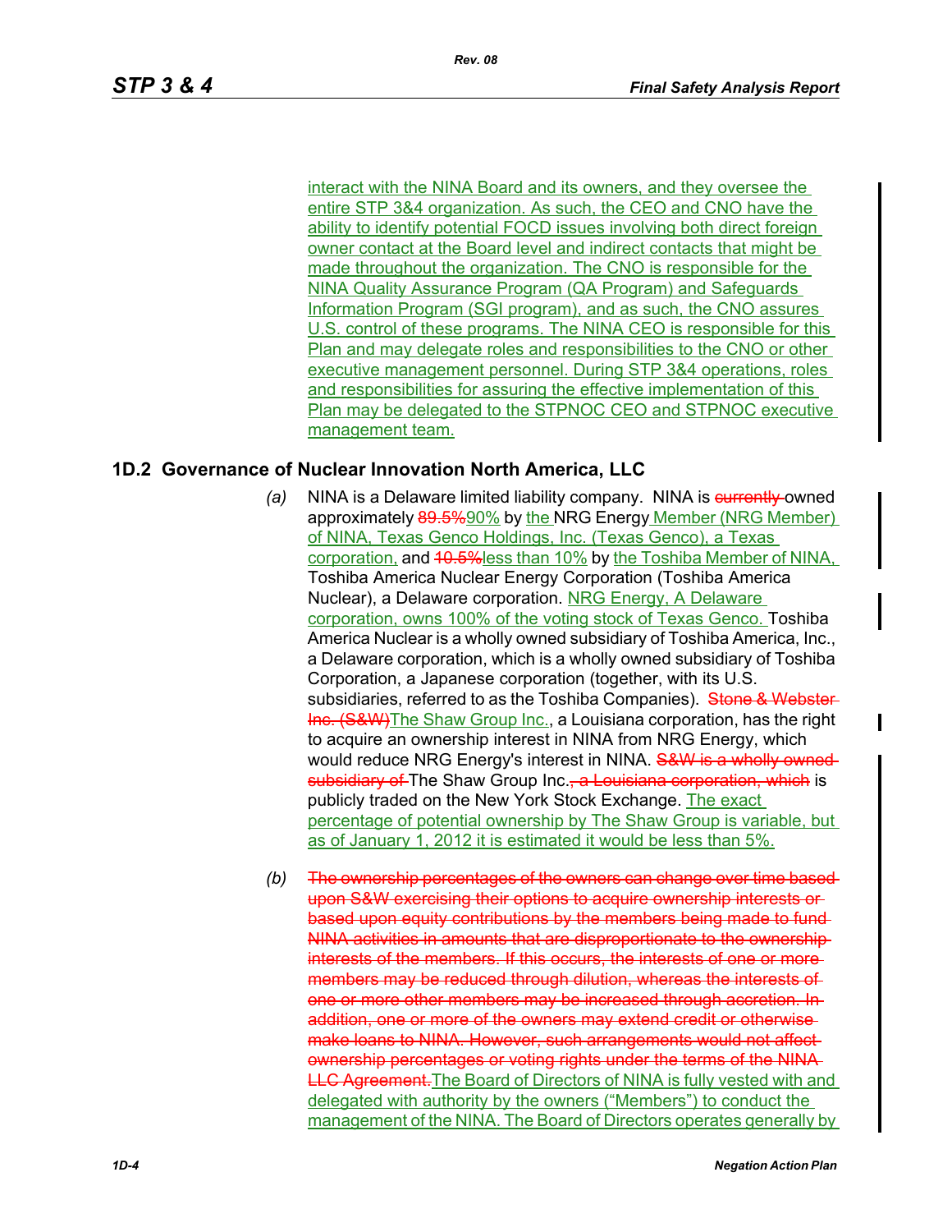interact with the NINA Board and its owners, and they oversee the entire STP 3&4 organization. As such, the CEO and CNO have the ability to identify potential FOCD issues involving both direct foreign owner contact at the Board level and indirect contacts that might be made throughout the organization. The CNO is responsible for the NINA Quality Assurance Program (QA Program) and Safeguards Information Program (SGI program), and as such, the CNO assures U.S. control of these programs. The NINA CEO is responsible for this Plan and may delegate roles and responsibilities to the CNO or other executive management personnel. During STP 3&4 operations, roles and responsibilities for assuring the effective implementation of this Plan may be delegated to the STPNOC CEO and STPNOC executive management team.

## 1D.2 Governance of Nuclear Innovation North America, LLC

*(a)* NINA is a Delaware limited liability company. NINA is ~~currently~~ owned approximately ~~89.5%~~90% by the NRG Energy Member (NRG Member) of NINA, Texas Genco Holdings, Inc. (Texas Genco), a Texas corporation, and ~~10.5%~~less than 10% by the Toshiba Member of NINA, Toshiba America Nuclear Energy Corporation (Toshiba America Nuclear), a Delaware corporation. NRG Energy, A Delaware corporation, owns 100% of the voting stock of Texas Genco. Toshiba America Nuclear is a wholly owned subsidiary of Toshiba America, Inc., a Delaware corporation, which is a wholly owned subsidiary of Toshiba Corporation, a Japanese corporation (together, with its U.S. subsidiaries, referred to as the Toshiba Companies). ~~Stone & Webster Inc. (S&W)~~The Shaw Group Inc., a Louisiana corporation, has the right to acquire an ownership interest in NINA from NRG Energy, which would reduce NRG Energy's interest in NINA. ~~S&W is a wholly owned subsidiary of~~ The Shaw Group Inc.~~, a Louisiana corporation, which~~ is publicly traded on the New York Stock Exchange. The exact percentage of potential ownership by The Shaw Group is variable, but as of January 1, 2012 it is estimated it would be less than 5%.

*(b)* ~~The ownership percentages of the owners can change over time based upon S&W exercising their options to acquire ownership interests or based upon equity contributions by the members being made to fund NINA activities in amounts that are disproportionate to the ownership interests of the members. If this occurs, the interests of one or more members may be reduced through dilution, whereas the interests of one or more other members may be increased through accretion. In addition, one or more of the owners may extend credit or otherwise make loans to NINA. However, such arrangements would not affect ownership percentages or voting rights under the terms of the NINA LLC Agreement.~~The Board of Directors of NINA is fully vested with and delegated with authority by the owners ("Members") to conduct the management of the NINA. The Board of Directors operates generally by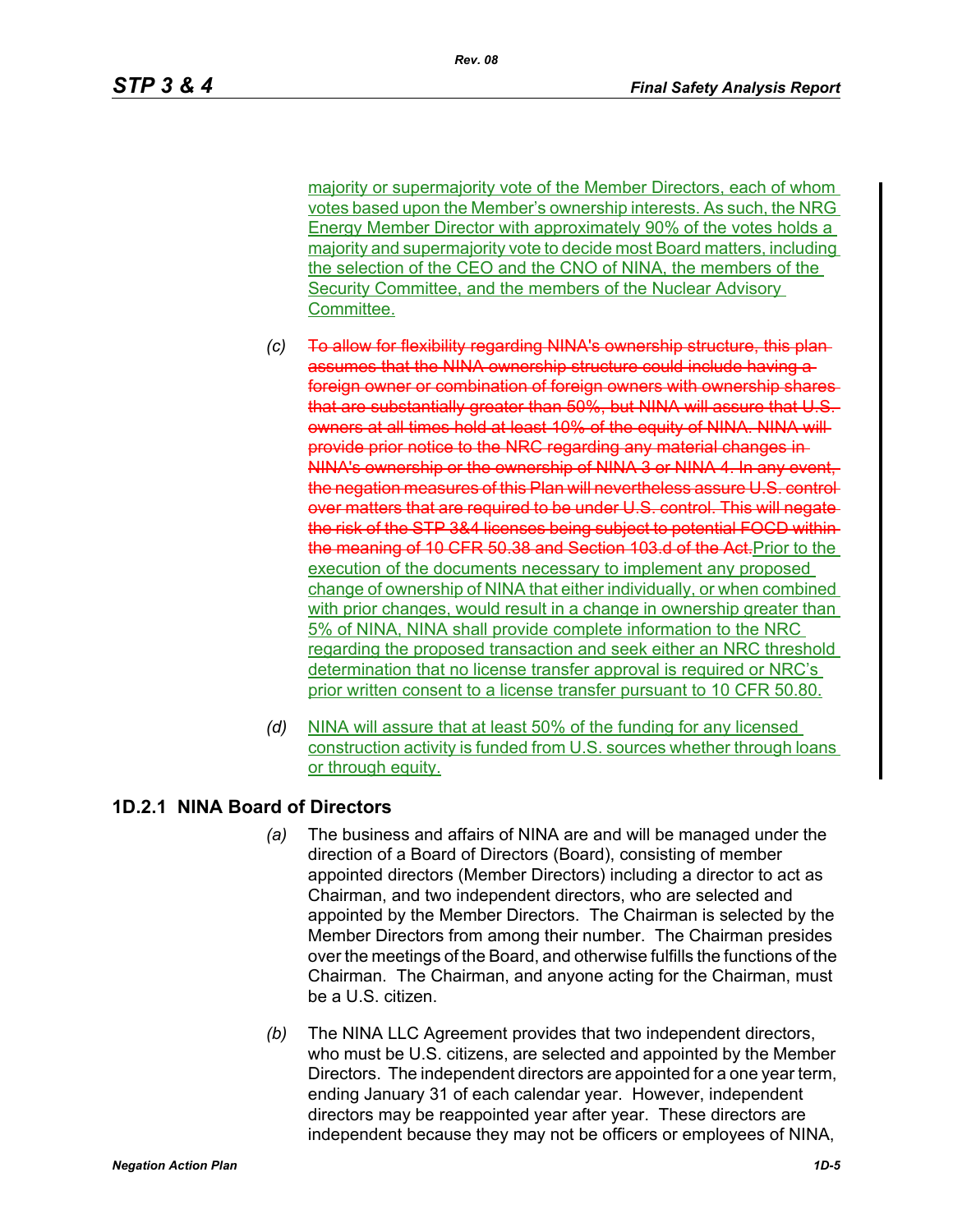majority or supermajority vote of the Member Directors, each of whom votes based upon the Member's ownership interests. As such, the NRG Energy Member Director with approximately 90% of the votes holds a majority and supermajority vote to decide most Board matters, including the selection of the CEO and the CNO of NINA, the members of the Security Committee, and the members of the Nuclear Advisory Committee.

*(c)* ~~To allow for flexibility regarding NINA's ownership structure, this plan assumes that the NINA ownership structure could include having a foreign owner or combination of foreign owners with ownership shares that are substantially greater than 50%, but NINA will assure that U.S. owners at all times hold at least 10% of the equity of NINA. NINA will provide prior notice to the NRC regarding any material changes in NINA's ownership or the ownership of NINA 3 or NINA 4. In any event, the negation measures of this Plan will nevertheless assure U.S. control over matters that are required to be under U.S. control. This will negate the risk of the STP 3&4 licenses being subject to potential FOCD within the meaning of 10 CFR 50.38 and Section 103.d of the Act.~~ Prior to the execution of the documents necessary to implement any proposed change of ownership of NINA that either individually, or when combined with prior changes, would result in a change in ownership greater than 5% of NINA, NINA shall provide complete information to the NRC regarding the proposed transaction and seek either an NRC threshold determination that no license transfer approval is required or NRC's prior written consent to a license transfer pursuant to 10 CFR 50.80.

*(d)* NINA will assure that at least 50% of the funding for any licensed construction activity is funded from U.S. sources whether through loans or through equity.

## 1D.2.1 NINA Board of Directors

*(a)* The business and affairs of NINA are and will be managed under the direction of a Board of Directors (Board), consisting of member appointed directors (Member Directors) including a director to act as Chairman, and two independent directors, who are selected and appointed by the Member Directors. The Chairman is selected by the Member Directors from among their number. The Chairman presides over the meetings of the Board, and otherwise fulfills the functions of the Chairman. The Chairman, and anyone acting for the Chairman, must be a U.S. citizen.

*(b)* The NINA LLC Agreement provides that two independent directors, who must be U.S. citizens, are selected and appointed by the Member Directors. The independent directors are appointed for a one year term, ending January 31 of each calendar year. However, independent directors may be reappointed year after year. These directors are independent because they may not be officers or employees of NINA,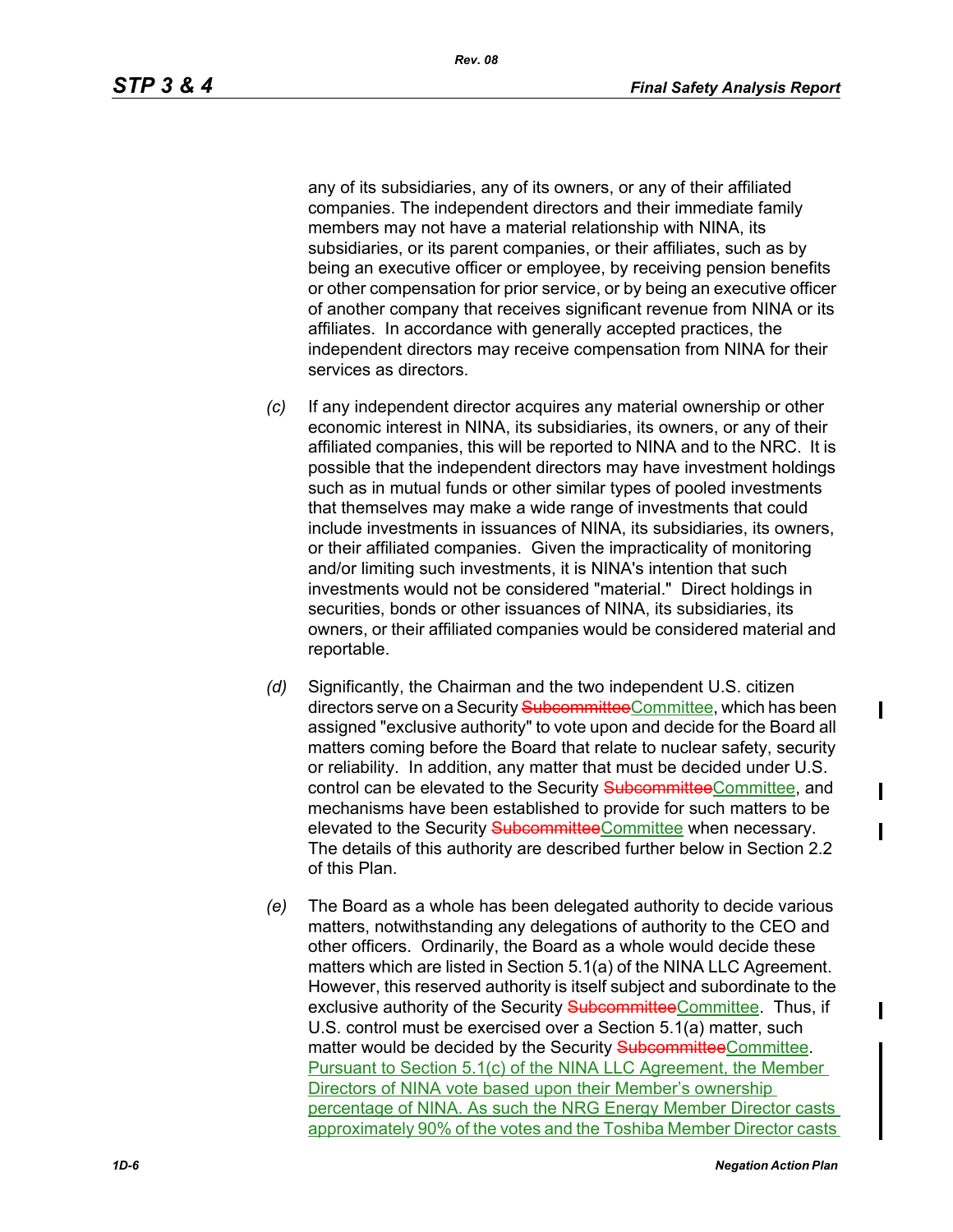any of its subsidiaries, any of its owners, or any of their affiliated companies. The independent directors and their immediate family members may not have a material relationship with NINA, its subsidiaries, or its parent companies, or their affiliates, such as by being an executive officer or employee, by receiving pension benefits or other compensation for prior service, or by being an executive officer of another company that receives significant revenue from NINA or its affiliates. In accordance with generally accepted practices, the independent directors may receive compensation from NINA for their services as directors.

*(c)* If any independent director acquires any material ownership or other economic interest in NINA, its subsidiaries, its owners, or any of their affiliated companies, this will be reported to NINA and to the NRC. It is possible that the independent directors may have investment holdings such as in mutual funds or other similar types of pooled investments that themselves may make a wide range of investments that could include investments in issuances of NINA, its subsidiaries, its owners, or their affiliated companies. Given the impracticality of monitoring and/or limiting such investments, it is NINA's intention that such investments would not be considered "material." Direct holdings in securities, bonds or other issuances of NINA, its subsidiaries, its owners, or their affiliated companies would be considered material and reportable.

*(d)* Significantly, the Chairman and the two independent U.S. citizen directors serve on a Security ~~Subcommittee~~Committee, which has been assigned "exclusive authority" to vote upon and decide for the Board all matters coming before the Board that relate to nuclear safety, security or reliability. In addition, any matter that must be decided under U.S. control can be elevated to the Security ~~Subcommittee~~Committee, and mechanisms have been established to provide for such matters to be elevated to the Security ~~Subcommittee~~Committee when necessary. The details of this authority are described further below in Section 2.2 of this Plan.

*(e)* The Board as a whole has been delegated authority to decide various matters, notwithstanding any delegations of authority to the CEO and other officers. Ordinarily, the Board as a whole would decide these matters which are listed in Section 5.1(a) of the NINA LLC Agreement. However, this reserved authority is itself subject and subordinate to the exclusive authority of the Security ~~Subcommittee~~Committee. Thus, if U.S. control must be exercised over a Section 5.1(a) matter, such matter would be decided by the Security ~~Subcommittee~~Committee. Pursuant to Section 5.1(c) of the NINA LLC Agreement, the Member Directors of NINA vote based upon their Member's ownership percentage of NINA. As such the NRG Energy Member Director casts approximately 90% of the votes and the Toshiba Member Director casts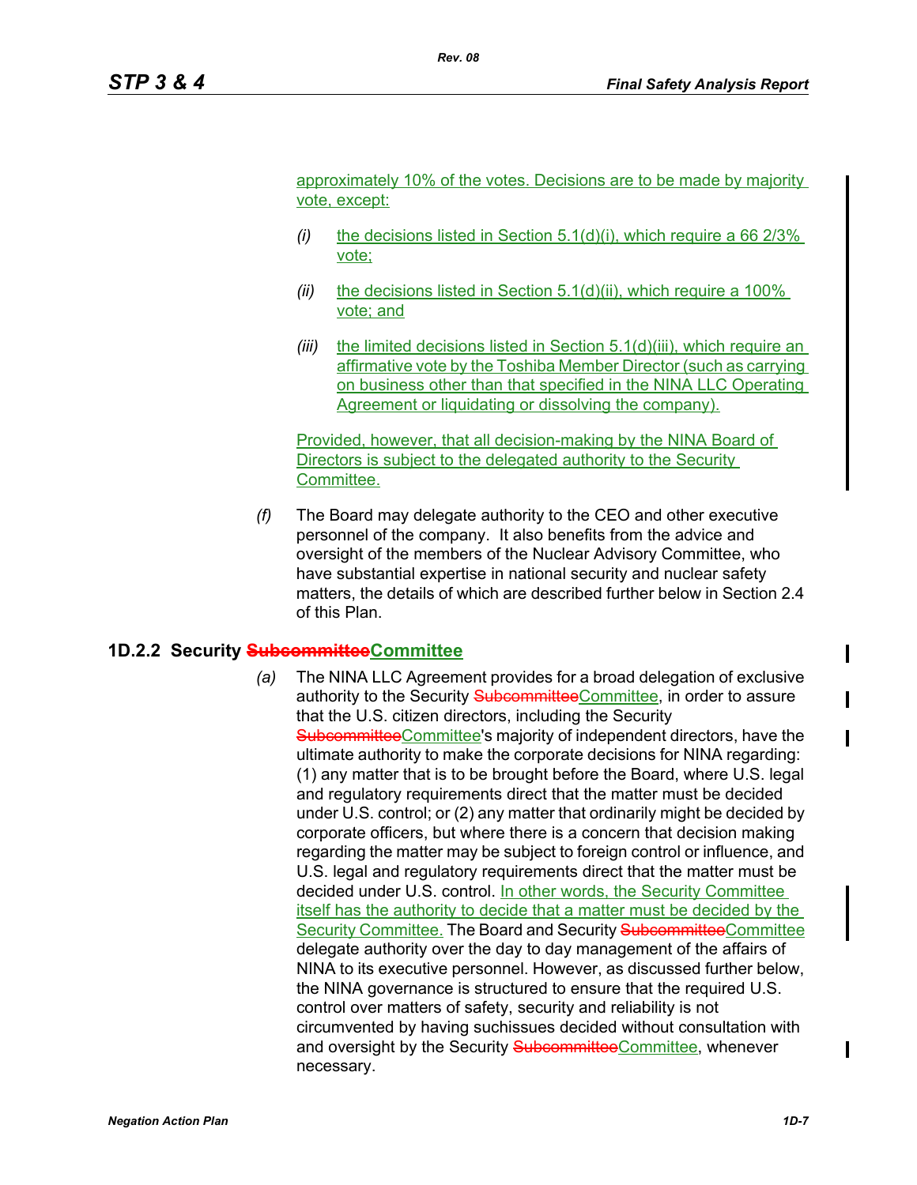approximately 10% of the votes. Decisions are to be made by majority vote, except:

*(i)* the decisions listed in Section 5.1(d)(i), which require a 66 2/3% vote;

*(ii)* the decisions listed in Section 5.1(d)(ii), which require a 100% vote; and

*(iii)* the limited decisions listed in Section 5.1(d)(iii), which require an affirmative vote by the Toshiba Member Director (such as carrying on business other than that specified in the NINA LLC Operating Agreement or liquidating or dissolving the company).

Provided, however, that all decision-making by the NINA Board of Directors is subject to the delegated authority to the Security Committee.

*(f)* The Board may delegate authority to the CEO and other executive personnel of the company. It also benefits from the advice and oversight of the members of the Nuclear Advisory Committee, who have substantial expertise in national security and nuclear safety matters, the details of which are described further below in Section 2.4 of this Plan.

### 1D.2.2 Security ~~Subcommittee~~Committee

*(a)* The NINA LLC Agreement provides for a broad delegation of exclusive authority to the Security ~~Subcommittee~~Committee, in order to assure that the U.S. citizen directors, including the Security ~~Subcommittee~~Committee's majority of independent directors, have the ultimate authority to make the corporate decisions for NINA regarding: (1) any matter that is to be brought before the Board, where U.S. legal and regulatory requirements direct that the matter must be decided under U.S. control; or (2) any matter that ordinarily might be decided by corporate officers, but where there is a concern that decision making regarding the matter may be subject to foreign control or influence, and U.S. legal and regulatory requirements direct that the matter must be decided under U.S. control. In other words, the Security Committee itself has the authority to decide that a matter must be decided by the Security Committee. The Board and Security ~~Subcommittee~~Committee delegate authority over the day to day management of the affairs of NINA to its executive personnel. However, as discussed further below, the NINA governance is structured to ensure that the required U.S. control over matters of safety, security and reliability is not circumvented by having suchissues decided without consultation with and oversight by the Security ~~Subcommittee~~Committee, whenever necessary.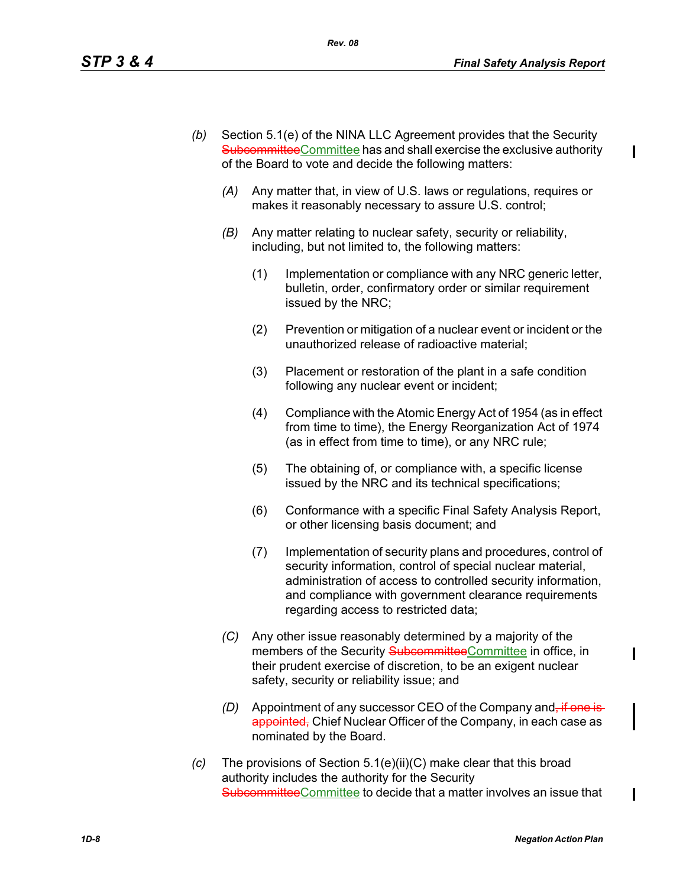*(b)* Section 5.1(e) of the NINA LLC Agreement provides that the Security ~~Subcommittee~~Committee has and shall exercise the exclusive authority of the Board to vote and decide the following matters:

*(A)* Any matter that, in view of U.S. laws or regulations, requires or makes it reasonably necessary to assure U.S. control;

*(B)* Any matter relating to nuclear safety, security or reliability, including, but not limited to, the following matters:

(1) Implementation or compliance with any NRC generic letter, bulletin, order, confirmatory order or similar requirement issued by the NRC;

(2) Prevention or mitigation of a nuclear event or incident or the unauthorized release of radioactive material;

(3) Placement or restoration of the plant in a safe condition following any nuclear event or incident;

(4) Compliance with the Atomic Energy Act of 1954 (as in effect from time to time), the Energy Reorganization Act of 1974 (as in effect from time to time), or any NRC rule;

(5) The obtaining of, or compliance with, a specific license issued by the NRC and its technical specifications;

(6) Conformance with a specific Final Safety Analysis Report, or other licensing basis document; and

(7) Implementation of security plans and procedures, control of security information, control of special nuclear material, administration of access to controlled security information, and compliance with government clearance requirements regarding access to restricted data;

*(C)* Any other issue reasonably determined by a majority of the members of the Security ~~Subcommittee~~Committee in office, in their prudent exercise of discretion, to be an exigent nuclear safety, security or reliability issue; and

*(D)* Appointment of any successor CEO of the Company and~~, if one is appointed,~~ Chief Nuclear Officer of the Company, in each case as nominated by the Board.

*(c)* The provisions of Section 5.1(e)(ii)(C) make clear that this broad authority includes the authority for the Security ~~Subcommittee~~Committee to decide that a matter involves an issue that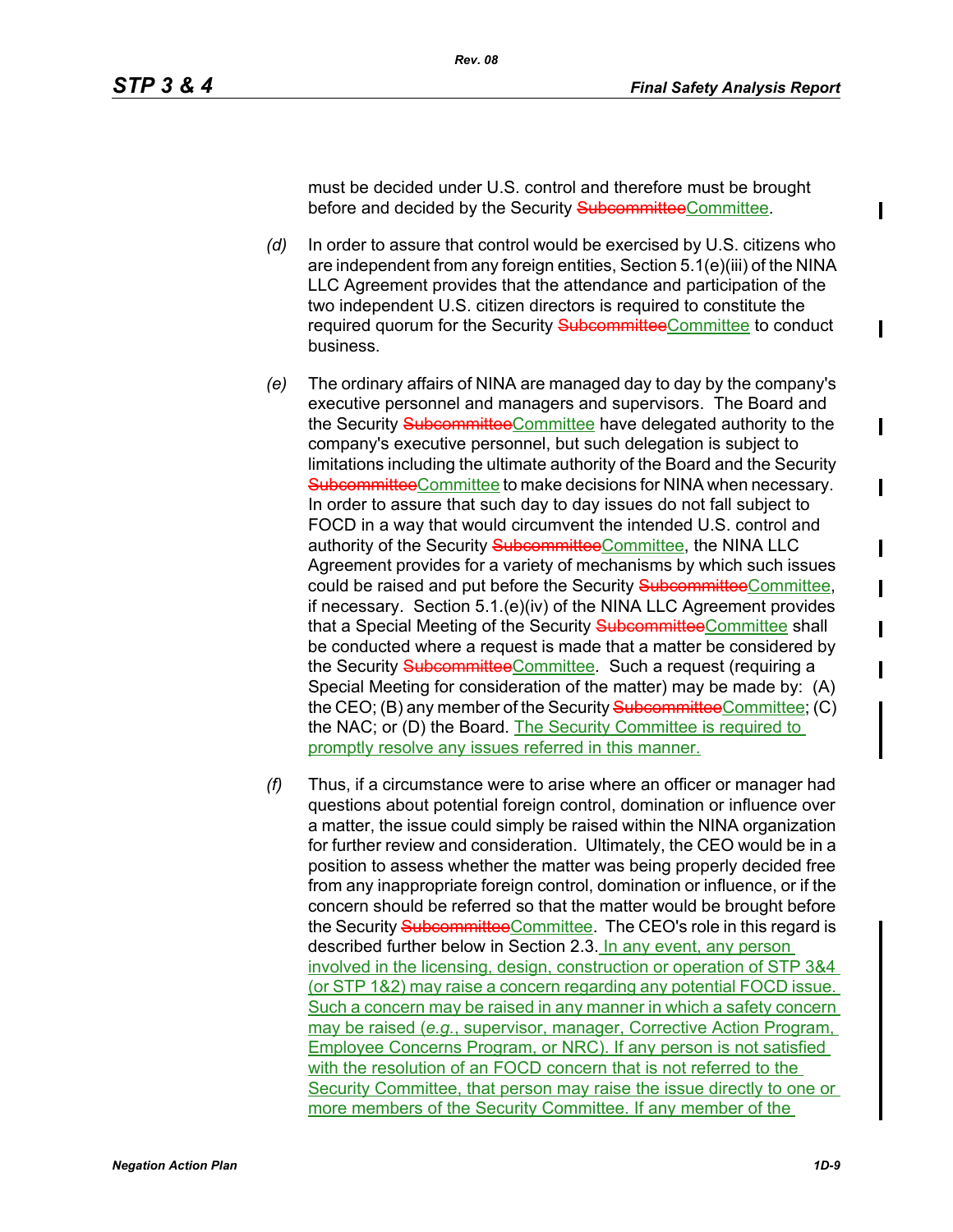must be decided under U.S. control and therefore must be brought before and decided by the Security ~~Subcommittee~~Committee.

*(d)* In order to assure that control would be exercised by U.S. citizens who are independent from any foreign entities, Section 5.1(e)(iii) of the NINA LLC Agreement provides that the attendance and participation of the two independent U.S. citizen directors is required to constitute the required quorum for the Security ~~Subcommittee~~Committee to conduct business.

*(e)* The ordinary affairs of NINA are managed day to day by the company's executive personnel and managers and supervisors. The Board and the Security ~~Subcommittee~~Committee have delegated authority to the company's executive personnel, but such delegation is subject to limitations including the ultimate authority of the Board and the Security ~~Subcommittee~~Committee to make decisions for NINA when necessary. In order to assure that such day to day issues do not fall subject to FOCD in a way that would circumvent the intended U.S. control and authority of the Security ~~Subcommittee~~Committee, the NINA LLC Agreement provides for a variety of mechanisms by which such issues could be raised and put before the Security ~~Subcommittee~~Committee, if necessary. Section 5.1.(e)(iv) of the NINA LLC Agreement provides that a Special Meeting of the Security ~~Subcommittee~~Committee shall be conducted where a request is made that a matter be considered by the Security ~~Subcommittee~~Committee. Such a request (requiring a Special Meeting for consideration of the matter) may be made by: (A) the CEO; (B) any member of the Security ~~Subcommittee~~Committee; (C) the NAC; or (D) the Board. The Security Committee is required to promptly resolve any issues referred in this manner.

*(f)* Thus, if a circumstance were to arise where an officer or manager had questions about potential foreign control, domination or influence over a matter, the issue could simply be raised within the NINA organization for further review and consideration. Ultimately, the CEO would be in a position to assess whether the matter was being properly decided free from any inappropriate foreign control, domination or influence, or if the concern should be referred so that the matter would be brought before the Security ~~Subcommittee~~Committee. The CEO's role in this regard is described further below in Section 2.3. In any event, any person involved in the licensing, design, construction or operation of STP 3&4 (or STP 1&2) may raise a concern regarding any potential FOCD issue. Such a concern may be raised in any manner in which a safety concern may be raised (*e.g.*, supervisor, manager, Corrective Action Program, Employee Concerns Program, or NRC). If any person is not satisfied with the resolution of an FOCD concern that is not referred to the Security Committee, that person may raise the issue directly to one or more members of the Security Committee. If any member of the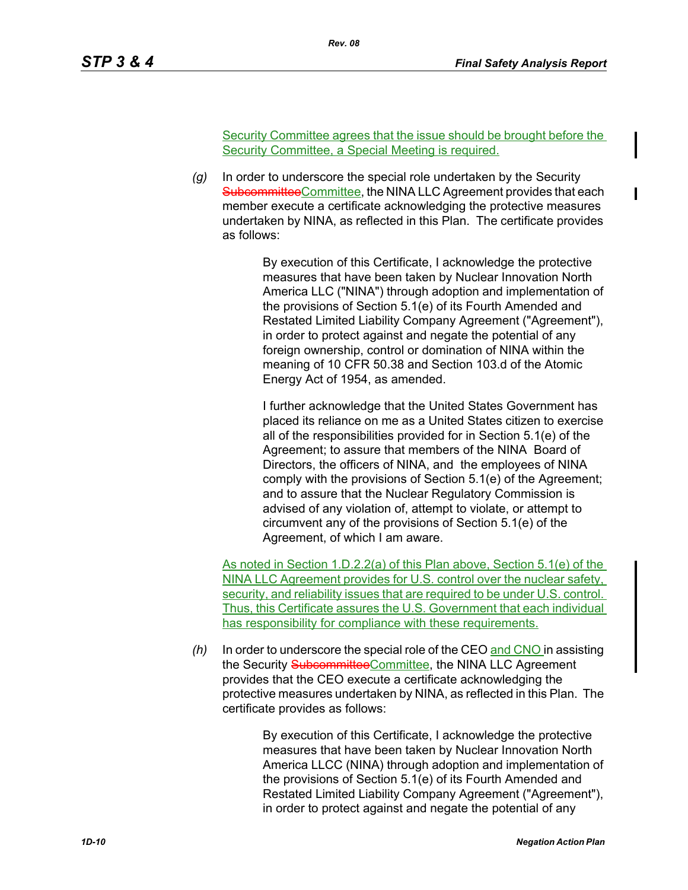Security Committee agrees that the issue should be brought before the Security Committee, a Special Meeting is required.

*(g)* In order to underscore the special role undertaken by the Security ~~Subcommittee~~Committee, the NINA LLC Agreement provides that each member execute a certificate acknowledging the protective measures undertaken by NINA, as reflected in this Plan. The certificate provides as follows:

> By execution of this Certificate, I acknowledge the protective measures that have been taken by Nuclear Innovation North America LLC ("NINA") through adoption and implementation of the provisions of Section 5.1(e) of its Fourth Amended and Restated Limited Liability Company Agreement ("Agreement"), in order to protect against and negate the potential of any foreign ownership, control or domination of NINA within the meaning of 10 CFR 50.38 and Section 103.d of the Atomic Energy Act of 1954, as amended.
>
> I further acknowledge that the United States Government has placed its reliance on me as a United States citizen to exercise all of the responsibilities provided for in Section 5.1(e) of the Agreement; to assure that members of the NINA Board of Directors, the officers of NINA, and the employees of NINA comply with the provisions of Section 5.1(e) of the Agreement; and to assure that the Nuclear Regulatory Commission is advised of any violation of, attempt to violate, or attempt to circumvent any of the provisions of Section 5.1(e) of the Agreement, of which I am aware.

As noted in Section 1.D.2.2(a) of this Plan above, Section 5.1(e) of the NINA LLC Agreement provides for U.S. control over the nuclear safety, security, and reliability issues that are required to be under U.S. control. Thus, this Certificate assures the U.S. Government that each individual has responsibility for compliance with these requirements.

*(h)* In order to underscore the special role of the CEO and CNO in assisting the Security ~~Subcommittee~~Committee, the NINA LLC Agreement provides that the CEO execute a certificate acknowledging the protective measures undertaken by NINA, as reflected in this Plan. The certificate provides as follows:

> By execution of this Certificate, I acknowledge the protective measures that have been taken by Nuclear Innovation North America LLCC (NINA) through adoption and implementation of the provisions of Section 5.1(e) of its Fourth Amended and Restated Limited Liability Company Agreement ("Agreement"), in order to protect against and negate the potential of any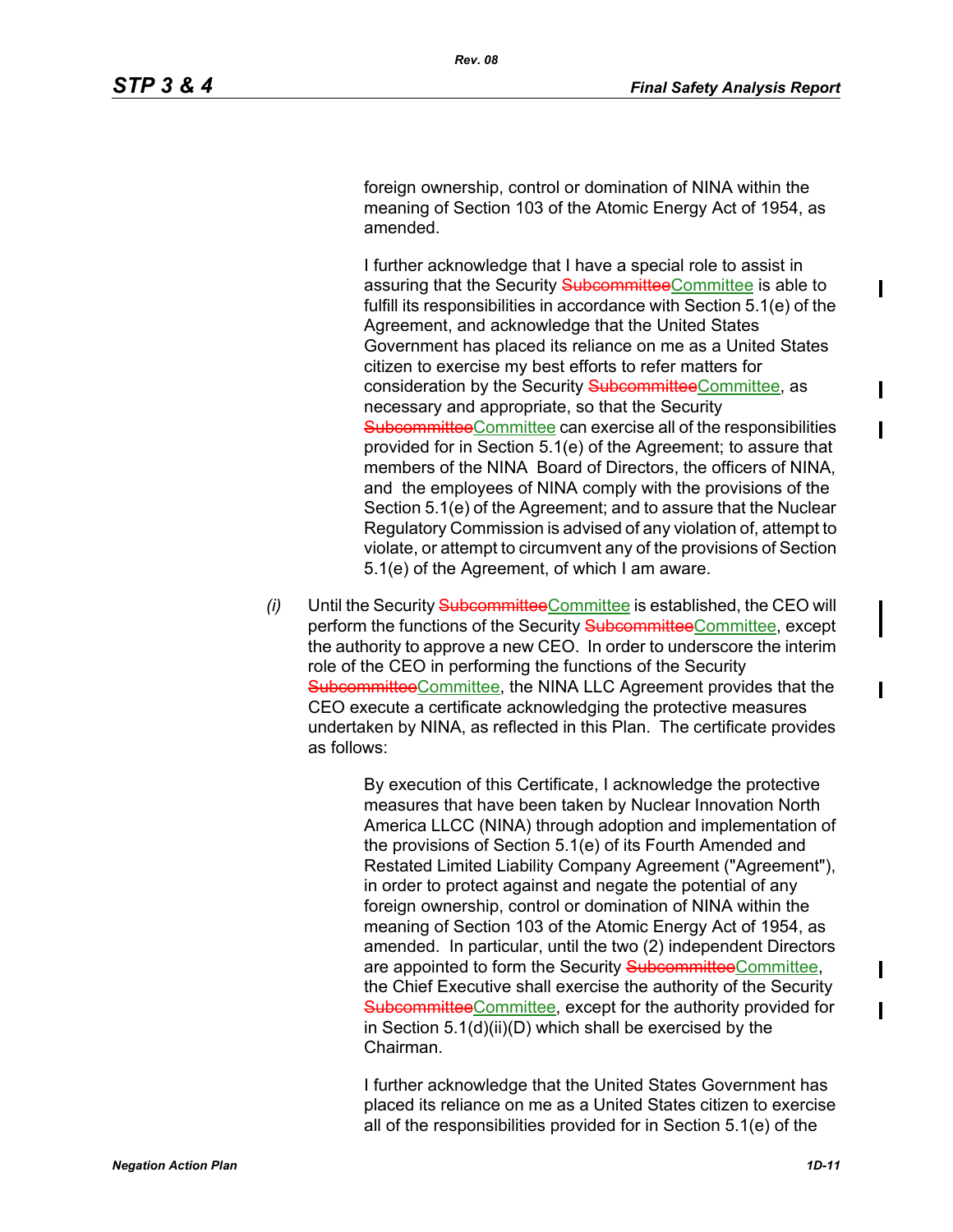foreign ownership, control or domination of NINA within the meaning of Section 103 of the Atomic Energy Act of 1954, as amended.

I further acknowledge that I have a special role to assist in assuring that the Security ~~Subcommittee~~Committee is able to fulfill its responsibilities in accordance with Section 5.1(e) of the Agreement, and acknowledge that the United States Government has placed its reliance on me as a United States citizen to exercise my best efforts to refer matters for consideration by the Security ~~Subcommittee~~Committee, as necessary and appropriate, so that the Security ~~Subcommittee~~Committee can exercise all of the responsibilities provided for in Section 5.1(e) of the Agreement; to assure that members of the NINA Board of Directors, the officers of NINA, and the employees of NINA comply with the provisions of the Section 5.1(e) of the Agreement; and to assure that the Nuclear Regulatory Commission is advised of any violation of, attempt to violate, or attempt to circumvent any of the provisions of Section 5.1(e) of the Agreement, of which I am aware.

*(i)* Until the Security ~~Subcommittee~~Committee is established, the CEO will perform the functions of the Security ~~Subcommittee~~Committee, except the authority to approve a new CEO. In order to underscore the interim role of the CEO in performing the functions of the Security ~~Subcommittee~~Committee, the NINA LLC Agreement provides that the CEO execute a certificate acknowledging the protective measures undertaken by NINA, as reflected in this Plan. The certificate provides as follows:

By execution of this Certificate, I acknowledge the protective measures that have been taken by Nuclear Innovation North America LLCC (NINA) through adoption and implementation of the provisions of Section 5.1(e) of its Fourth Amended and Restated Limited Liability Company Agreement ("Agreement"), in order to protect against and negate the potential of any foreign ownership, control or domination of NINA within the meaning of Section 103 of the Atomic Energy Act of 1954, as amended. In particular, until the two (2) independent Directors are appointed to form the Security ~~Subcommittee~~Committee, the Chief Executive shall exercise the authority of the Security ~~Subcommittee~~Committee, except for the authority provided for in Section 5.1(d)(ii)(D) which shall be exercised by the Chairman.

I further acknowledge that the United States Government has placed its reliance on me as a United States citizen to exercise all of the responsibilities provided for in Section 5.1(e) of the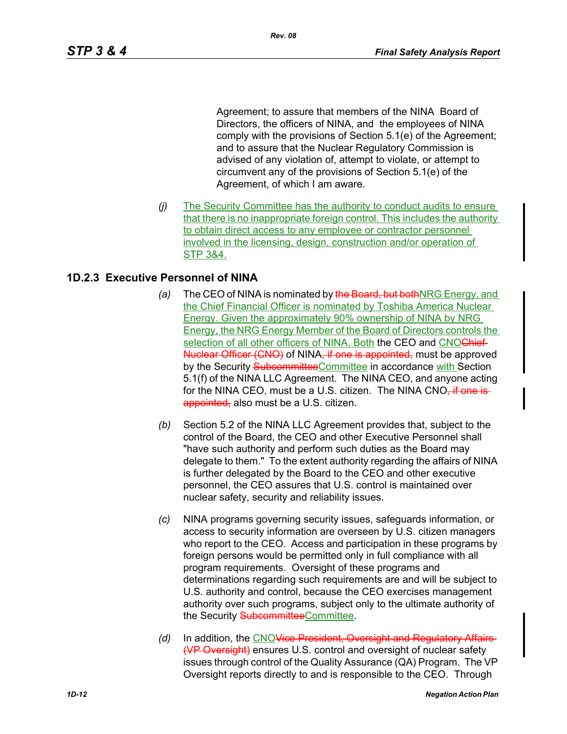Agreement; to assure that members of the NINA Board of Directors, the officers of NINA, and the employees of NINA comply with the provisions of Section 5.1(e) of the Agreement; and to assure that the Nuclear Regulatory Commission is advised of any violation of, attempt to violate, or attempt to circumvent any of the provisions of Section 5.1(e) of the Agreement, of which I am aware.

*(j)* The Security Committee has the authority to conduct audits to ensure that there is no inappropriate foreign control. This includes the authority to obtain direct access to any employee or contractor personnel involved in the licensing, design, construction and/or operation of STP 3&4.

### 1D.2.3 Executive Personnel of NINA

*(a)* The CEO of NINA is nominated by ~~the Board, but both~~NRG Energy, and the Chief Financial Officer is nominated by Toshiba America Nuclear Energy. Given the approximately 90% ownership of NINA by NRG Energy, the NRG Energy Member of the Board of Directors controls the selection of all other officers of NINA. Both the CEO and CNO~~Chief Nuclear Officer (CNO)~~ of NINA~~, if one is appointed,~~ must be approved by the Security ~~Subcommittee~~Committee in accordance with Section 5.1(f) of the NINA LLC Agreement. The NINA CEO, and anyone acting for the NINA CEO, must be a U.S. citizen. The NINA CNO~~, if one is appointed,~~ also must be a U.S. citizen.

*(b)* Section 5.2 of the NINA LLC Agreement provides that, subject to the control of the Board, the CEO and other Executive Personnel shall "have such authority and perform such duties as the Board may delegate to them." To the extent authority regarding the affairs of NINA is further delegated by the Board to the CEO and other executive personnel, the CEO assures that U.S. control is maintained over nuclear safety, security and reliability issues.

*(c)* NINA programs governing security issues, safeguards information, or access to security information are overseen by U.S. citizen managers who report to the CEO. Access and participation in these programs by foreign persons would be permitted only in full compliance with all program requirements. Oversight of these programs and determinations regarding such requirements are and will be subject to U.S. authority and control, because the CEO exercises management authority over such programs, subject only to the ultimate authority of the Security ~~Subcommittee~~Committee.

*(d)* In addition, the CNO~~Vice President, Oversight and Regulatory Affairs (VP Oversight)~~ ensures U.S. control and oversight of nuclear safety issues through control of the Quality Assurance (QA) Program. The VP Oversight reports directly to and is responsible to the CEO. Through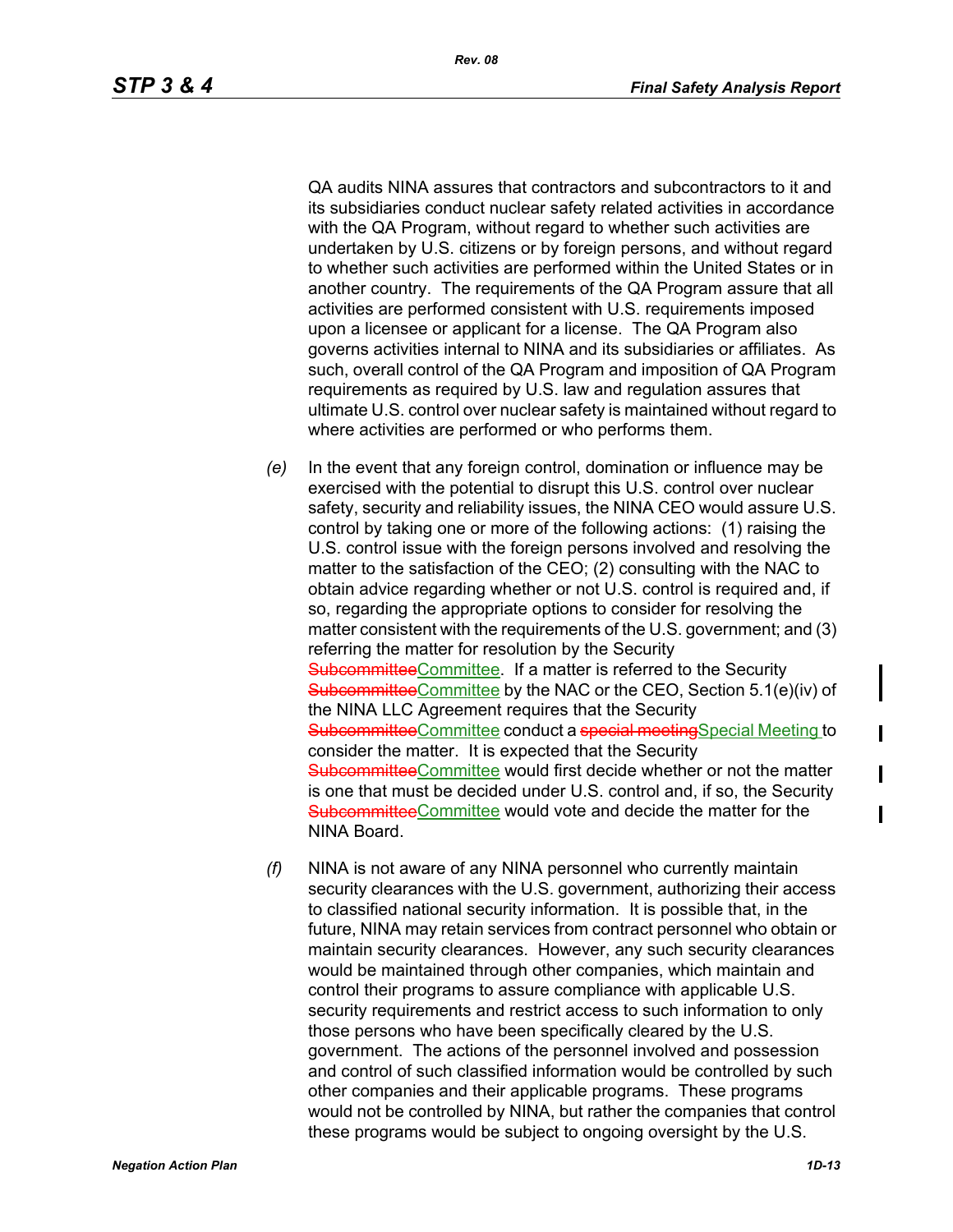QA audits NINA assures that contractors and subcontractors to it and its subsidiaries conduct nuclear safety related activities in accordance with the QA Program, without regard to whether such activities are undertaken by U.S. citizens or by foreign persons, and without regard to whether such activities are performed within the United States or in another country. The requirements of the QA Program assure that all activities are performed consistent with U.S. requirements imposed upon a licensee or applicant for a license. The QA Program also governs activities internal to NINA and its subsidiaries or affiliates. As such, overall control of the QA Program and imposition of QA Program requirements as required by U.S. law and regulation assures that ultimate U.S. control over nuclear safety is maintained without regard to where activities are performed or who performs them.

*(e)* In the event that any foreign control, domination or influence may be exercised with the potential to disrupt this U.S. control over nuclear safety, security and reliability issues, the NINA CEO would assure U.S. control by taking one or more of the following actions: (1) raising the U.S. control issue with the foreign persons involved and resolving the matter to the satisfaction of the CEO; (2) consulting with the NAC to obtain advice regarding whether or not U.S. control is required and, if so, regarding the appropriate options to consider for resolving the matter consistent with the requirements of the U.S. government; and (3) referring the matter for resolution by the Security ~~Subcommittee~~Committee. If a matter is referred to the Security ~~Subcommittee~~Committee by the NAC or the CEO, Section 5.1(e)(iv) of the NINA LLC Agreement requires that the Security ~~Subcommittee~~Committee conduct a ~~special meeting~~Special Meeting to consider the matter. It is expected that the Security ~~Subcommittee~~Committee would first decide whether or not the matter is one that must be decided under U.S. control and, if so, the Security ~~Subcommittee~~Committee would vote and decide the matter for the NINA Board.

*(f)* NINA is not aware of any NINA personnel who currently maintain security clearances with the U.S. government, authorizing their access to classified national security information. It is possible that, in the future, NINA may retain services from contract personnel who obtain or maintain security clearances. However, any such security clearances would be maintained through other companies, which maintain and control their programs to assure compliance with applicable U.S. security requirements and restrict access to such information to only those persons who have been specifically cleared by the U.S. government. The actions of the personnel involved and possession and control of such classified information would be controlled by such other companies and their applicable programs. These programs would not be controlled by NINA, but rather the companies that control these programs would be subject to ongoing oversight by the U.S.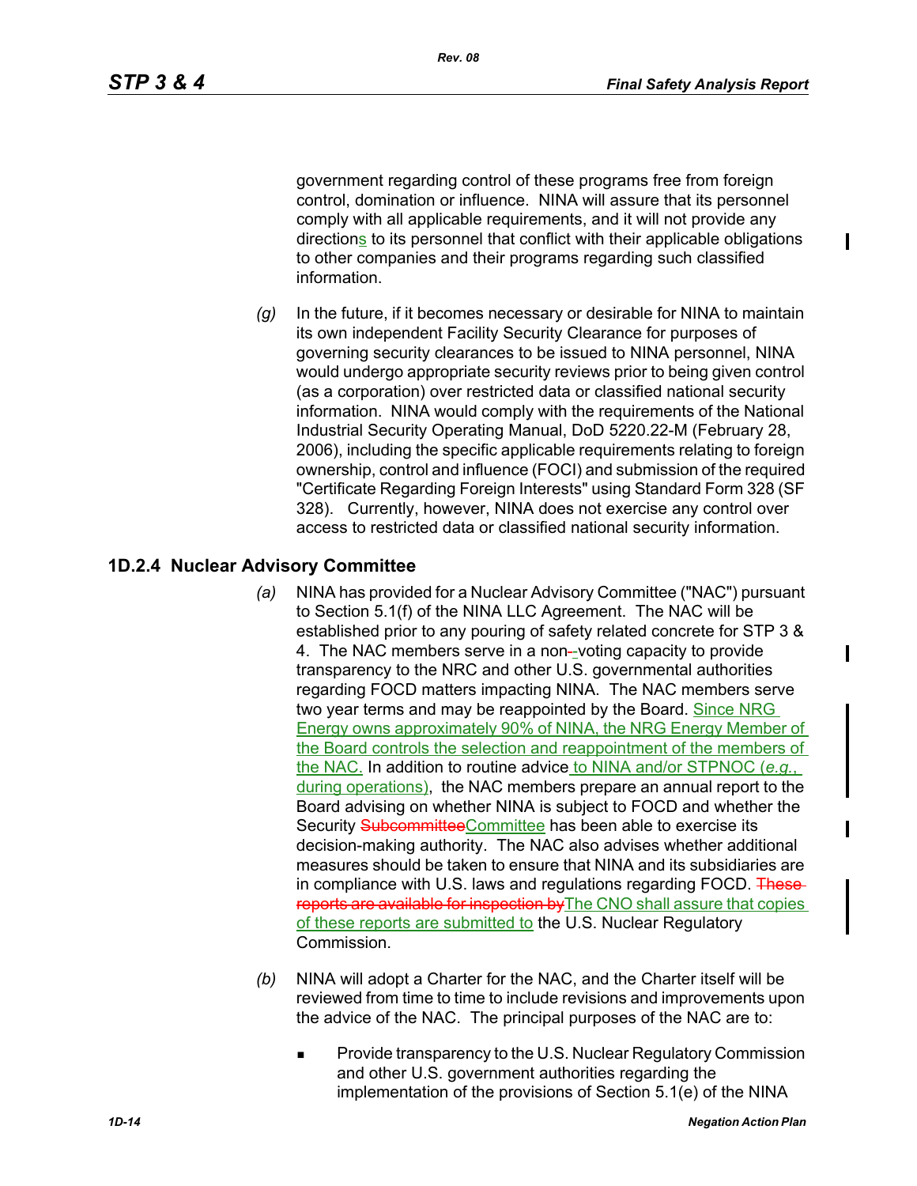government regarding control of these programs free from foreign control, domination or influence. NINA will assure that its personnel comply with all applicable requirements, and it will not provide any directions to its personnel that conflict with their applicable obligations to other companies and their programs regarding such classified information.

*(g)* In the future, if it becomes necessary or desirable for NINA to maintain its own independent Facility Security Clearance for purposes of governing security clearances to be issued to NINA personnel, NINA would undergo appropriate security reviews prior to being given control (as a corporation) over restricted data or classified national security information. NINA would comply with the requirements of the National Industrial Security Operating Manual, DoD 5220.22-M (February 28, 2006), including the specific applicable requirements relating to foreign ownership, control and influence (FOCI) and submission of the required "Certificate Regarding Foreign Interests" using Standard Form 328 (SF 328). Currently, however, NINA does not exercise any control over access to restricted data or classified national security information.

## 1D.2.4 Nuclear Advisory Committee

*(a)* NINA has provided for a Nuclear Advisory Committee ("NAC") pursuant to Section 5.1(f) of the NINA LLC Agreement. The NAC will be established prior to any pouring of safety related concrete for STP 3 & 4. The NAC members serve in a non-voting capacity to provide transparency to the NRC and other U.S. governmental authorities regarding FOCD matters impacting NINA. The NAC members serve two year terms and may be reappointed by the Board. Since NRG Energy owns approximately 90% of NINA, the NRG Energy Member of the Board controls the selection and reappointment of the members of the NAC. In addition to routine advice to NINA and/or STPNOC (*e.g.*, during operations), the NAC members prepare an annual report to the Board advising on whether NINA is subject to FOCD and whether the Security ~~Subcommittee~~Committee has been able to exercise its decision-making authority. The NAC also advises whether additional measures should be taken to ensure that NINA and its subsidiaries are in compliance with U.S. laws and regulations regarding FOCD. ~~These reports are available for inspection by~~The CNO shall assure that copies of these reports are submitted to the U.S. Nuclear Regulatory Commission.

*(b)* NINA will adopt a Charter for the NAC, and the Charter itself will be reviewed from time to time to include revisions and improvements upon the advice of the NAC. The principal purposes of the NAC are to:

- Provide transparency to the U.S. Nuclear Regulatory Commission and other U.S. government authorities regarding the implementation of the provisions of Section 5.1(e) of the NINA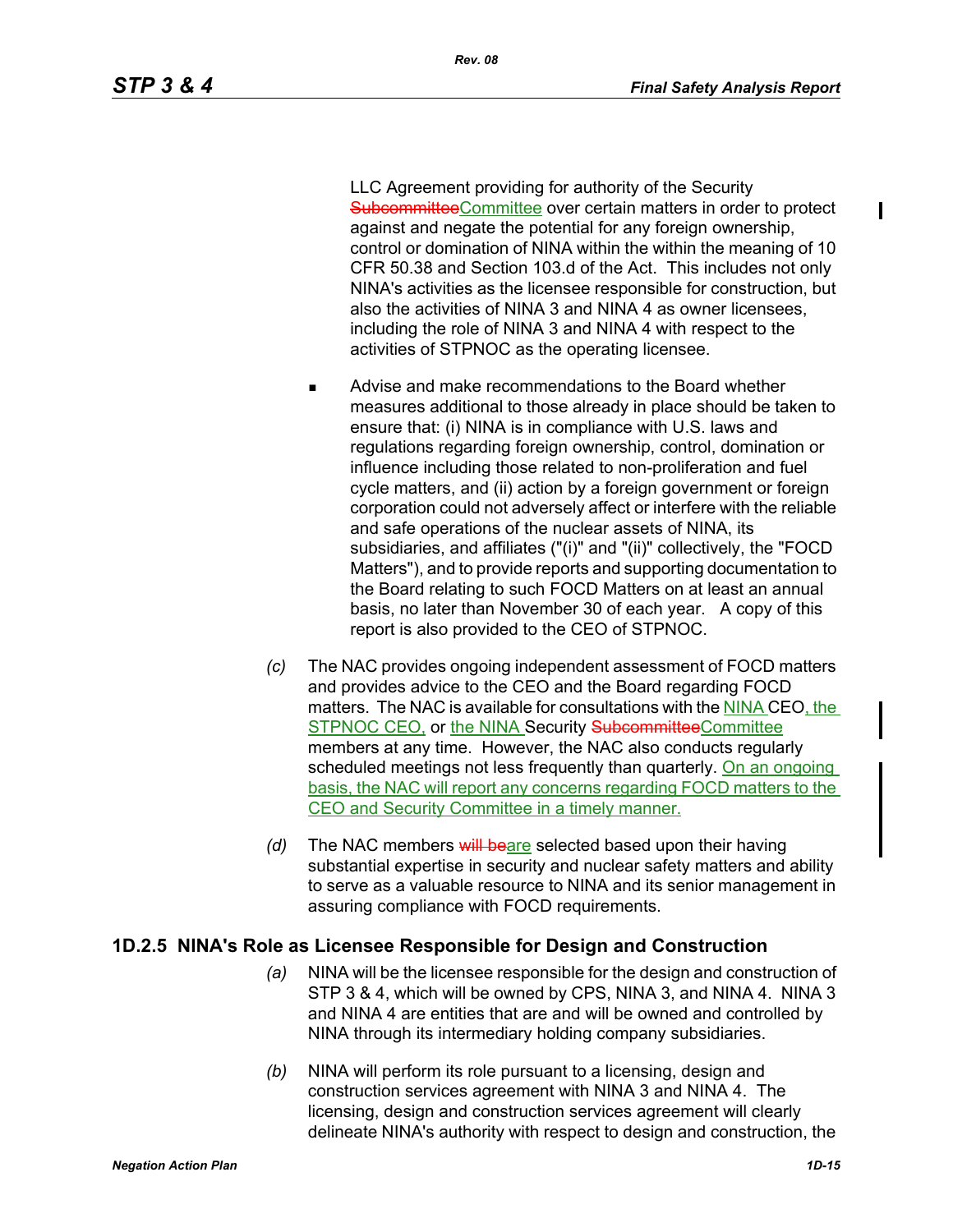LLC Agreement providing for authority of the Security ~~Subcommittee~~Committee over certain matters in order to protect against and negate the potential for any foreign ownership, control or domination of NINA within the within the meaning of 10 CFR 50.38 and Section 103.d of the Act. This includes not only NINA's activities as the licensee responsible for construction, but also the activities of NINA 3 and NINA 4 as owner licensees, including the role of NINA 3 and NINA 4 with respect to the activities of STPNOC as the operating licensee.

- Advise and make recommendations to the Board whether measures additional to those already in place should be taken to ensure that: (i) NINA is in compliance with U.S. laws and regulations regarding foreign ownership, control, domination or influence including those related to non-proliferation and fuel cycle matters, and (ii) action by a foreign government or foreign corporation could not adversely affect or interfere with the reliable and safe operations of the nuclear assets of NINA, its subsidiaries, and affiliates ("(i)" and "(ii)" collectively, the "FOCD Matters"), and to provide reports and supporting documentation to the Board relating to such FOCD Matters on at least an annual basis, no later than November 30 of each year. A copy of this report is also provided to the CEO of STPNOC.

*(c)* The NAC provides ongoing independent assessment of FOCD matters and provides advice to the CEO and the Board regarding FOCD matters. The NAC is available for consultations with the NINA CEO, the STPNOC CEO, or the NINA Security ~~Subcommittee~~Committee members at any time. However, the NAC also conducts regularly scheduled meetings not less frequently than quarterly. On an ongoing basis, the NAC will report any concerns regarding FOCD matters to the CEO and Security Committee in a timely manner.

*(d)* The NAC members ~~will be~~are selected based upon their having substantial expertise in security and nuclear safety matters and ability to serve as a valuable resource to NINA and its senior management in assuring compliance with FOCD requirements.

### 1D.2.5 NINA's Role as Licensee Responsible for Design and Construction

*(a)* NINA will be the licensee responsible for the design and construction of STP 3 & 4, which will be owned by CPS, NINA 3, and NINA 4. NINA 3 and NINA 4 are entities that are and will be owned and controlled by NINA through its intermediary holding company subsidiaries.

*(b)* NINA will perform its role pursuant to a licensing, design and construction services agreement with NINA 3 and NINA 4. The licensing, design and construction services agreement will clearly delineate NINA's authority with respect to design and construction, the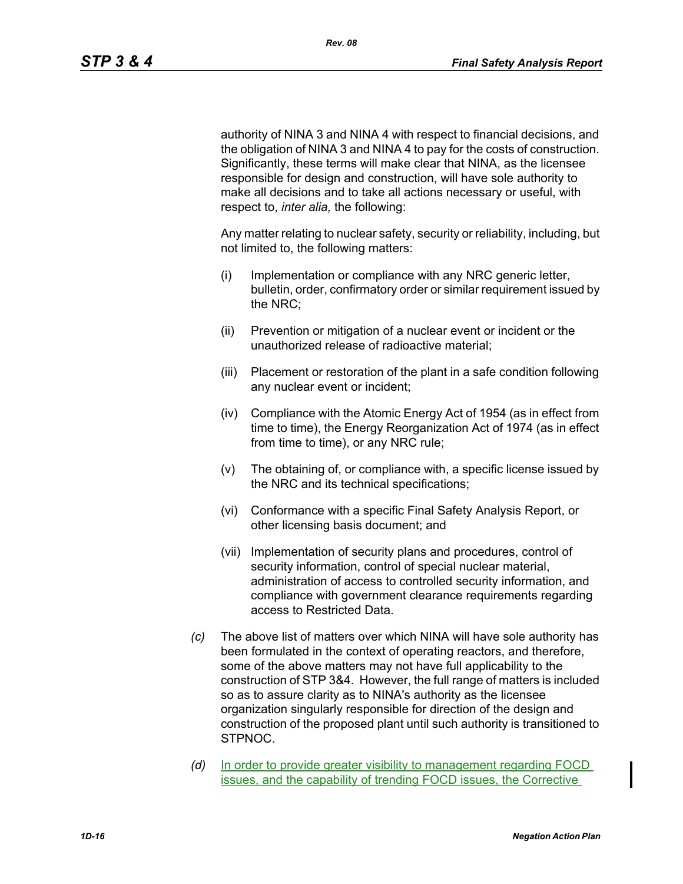authority of NINA 3 and NINA 4 with respect to financial decisions, and the obligation of NINA 3 and NINA 4 to pay for the costs of construction. Significantly, these terms will make clear that NINA, as the licensee responsible for design and construction, will have sole authority to make all decisions and to take all actions necessary or useful, with respect to, *inter alia,* the following:

Any matter relating to nuclear safety, security or reliability, including, but not limited to, the following matters:

(i) Implementation or compliance with any NRC generic letter, bulletin, order, confirmatory order or similar requirement issued by the NRC;

(ii) Prevention or mitigation of a nuclear event or incident or the unauthorized release of radioactive material;

(iii) Placement or restoration of the plant in a safe condition following any nuclear event or incident;

(iv) Compliance with the Atomic Energy Act of 1954 (as in effect from time to time), the Energy Reorganization Act of 1974 (as in effect from time to time), or any NRC rule;

(v) The obtaining of, or compliance with, a specific license issued by the NRC and its technical specifications;

(vi) Conformance with a specific Final Safety Analysis Report, or other licensing basis document; and

(vii) Implementation of security plans and procedures, control of security information, control of special nuclear material, administration of access to controlled security information, and compliance with government clearance requirements regarding access to Restricted Data.

*(c)* The above list of matters over which NINA will have sole authority has been formulated in the context of operating reactors, and therefore, some of the above matters may not have full applicability to the construction of STP 3&4. However, the full range of matters is included so as to assure clarity as to NINA's authority as the licensee organization singularly responsible for direction of the design and construction of the proposed plant until such authority is transitioned to STPNOC.

*(d)* In order to provide greater visibility to management regarding FOCD issues, and the capability of trending FOCD issues, the Corrective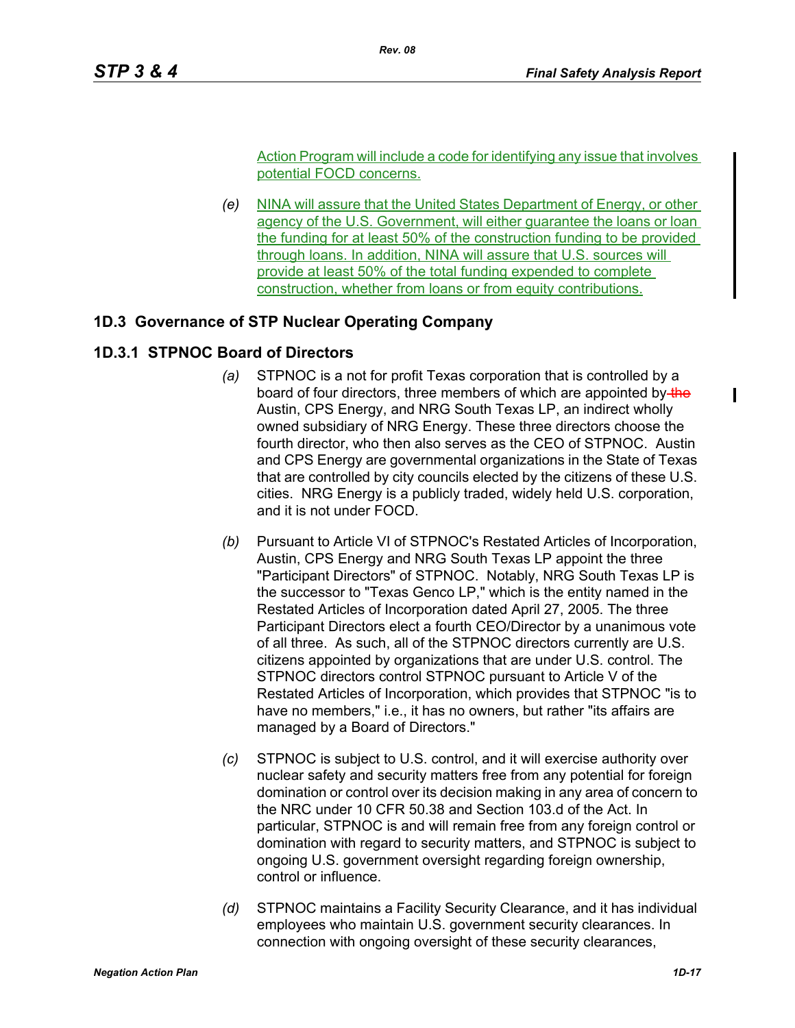Action Program will include a code for identifying any issue that involves potential FOCD concerns.

*(e)* NINA will assure that the United States Department of Energy, or other agency of the U.S. Government, will either guarantee the loans or loan the funding for at least 50% of the construction funding to be provided through loans. In addition, NINA will assure that U.S. sources will provide at least 50% of the total funding expended to complete construction, whether from loans or from equity contributions.

## 1D.3 Governance of STP Nuclear Operating Company

### 1D.3.1 STPNOC Board of Directors

*(a)* STPNOC is a not for profit Texas corporation that is controlled by a board of four directors, three members of which are appointed by ~~the~~ Austin, CPS Energy, and NRG South Texas LP, an indirect wholly owned subsidiary of NRG Energy. These three directors choose the fourth director, who then also serves as the CEO of STPNOC. Austin and CPS Energy are governmental organizations in the State of Texas that are controlled by city councils elected by the citizens of these U.S. cities. NRG Energy is a publicly traded, widely held U.S. corporation, and it is not under FOCD.

*(b)* Pursuant to Article VI of STPNOC's Restated Articles of Incorporation, Austin, CPS Energy and NRG South Texas LP appoint the three "Participant Directors" of STPNOC. Notably, NRG South Texas LP is the successor to "Texas Genco LP," which is the entity named in the Restated Articles of Incorporation dated April 27, 2005. The three Participant Directors elect a fourth CEO/Director by a unanimous vote of all three. As such, all of the STPNOC directors currently are U.S. citizens appointed by organizations that are under U.S. control. The STPNOC directors control STPNOC pursuant to Article V of the Restated Articles of Incorporation, which provides that STPNOC "is to have no members," i.e., it has no owners, but rather "its affairs are managed by a Board of Directors."

*(c)* STPNOC is subject to U.S. control, and it will exercise authority over nuclear safety and security matters free from any potential for foreign domination or control over its decision making in any area of concern to the NRC under 10 CFR 50.38 and Section 103.d of the Act. In particular, STPNOC is and will remain free from any foreign control or domination with regard to security matters, and STPNOC is subject to ongoing U.S. government oversight regarding foreign ownership, control or influence.

*(d)* STPNOC maintains a Facility Security Clearance, and it has individual employees who maintain U.S. government security clearances. In connection with ongoing oversight of these security clearances,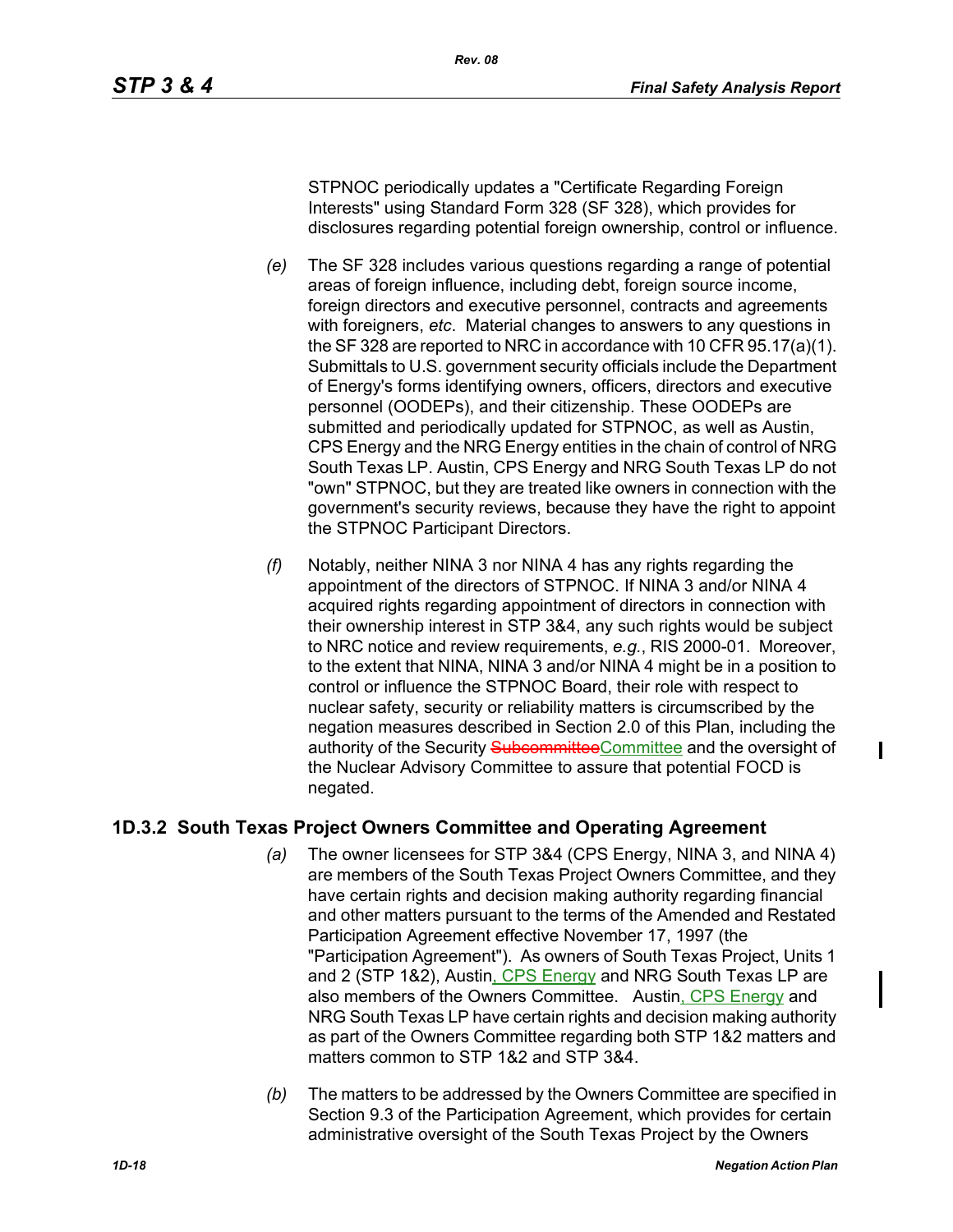STPNOC periodically updates a "Certificate Regarding Foreign Interests" using Standard Form 328 (SF 328), which provides for disclosures regarding potential foreign ownership, control or influence.

*(e)* The SF 328 includes various questions regarding a range of potential areas of foreign influence, including debt, foreign source income, foreign directors and executive personnel, contracts and agreements with foreigners, *etc*. Material changes to answers to any questions in the SF 328 are reported to NRC in accordance with 10 CFR 95.17(a)(1). Submittals to U.S. government security officials include the Department of Energy's forms identifying owners, officers, directors and executive personnel (OODEPs), and their citizenship. These OODEPs are submitted and periodically updated for STPNOC, as well as Austin, CPS Energy and the NRG Energy entities in the chain of control of NRG South Texas LP. Austin, CPS Energy and NRG South Texas LP do not "own" STPNOC, but they are treated like owners in connection with the government's security reviews, because they have the right to appoint the STPNOC Participant Directors.

*(f)* Notably, neither NINA 3 nor NINA 4 has any rights regarding the appointment of the directors of STPNOC. If NINA 3 and/or NINA 4 acquired rights regarding appointment of directors in connection with their ownership interest in STP 3&4, any such rights would be subject to NRC notice and review requirements, *e.g.*, RIS 2000-01. Moreover, to the extent that NINA, NINA 3 and/or NINA 4 might be in a position to control or influence the STPNOC Board, their role with respect to nuclear safety, security or reliability matters is circumscribed by the negation measures described in Section 2.0 of this Plan, including the authority of the Security ~~Subcommittee~~Committee and the oversight of the Nuclear Advisory Committee to assure that potential FOCD is negated.

### 1D.3.2 South Texas Project Owners Committee and Operating Agreement

*(a)* The owner licensees for STP 3&4 (CPS Energy, NINA 3, and NINA 4) are members of the South Texas Project Owners Committee, and they have certain rights and decision making authority regarding financial and other matters pursuant to the terms of the Amended and Restated Participation Agreement effective November 17, 1997 (the "Participation Agreement"). As owners of South Texas Project, Units 1 and 2 (STP 1&2), Austin, CPS Energy and NRG South Texas LP are also members of the Owners Committee. Austin, CPS Energy and NRG South Texas LP have certain rights and decision making authority as part of the Owners Committee regarding both STP 1&2 matters and matters common to STP 1&2 and STP 3&4.

*(b)* The matters to be addressed by the Owners Committee are specified in Section 9.3 of the Participation Agreement, which provides for certain administrative oversight of the South Texas Project by the Owners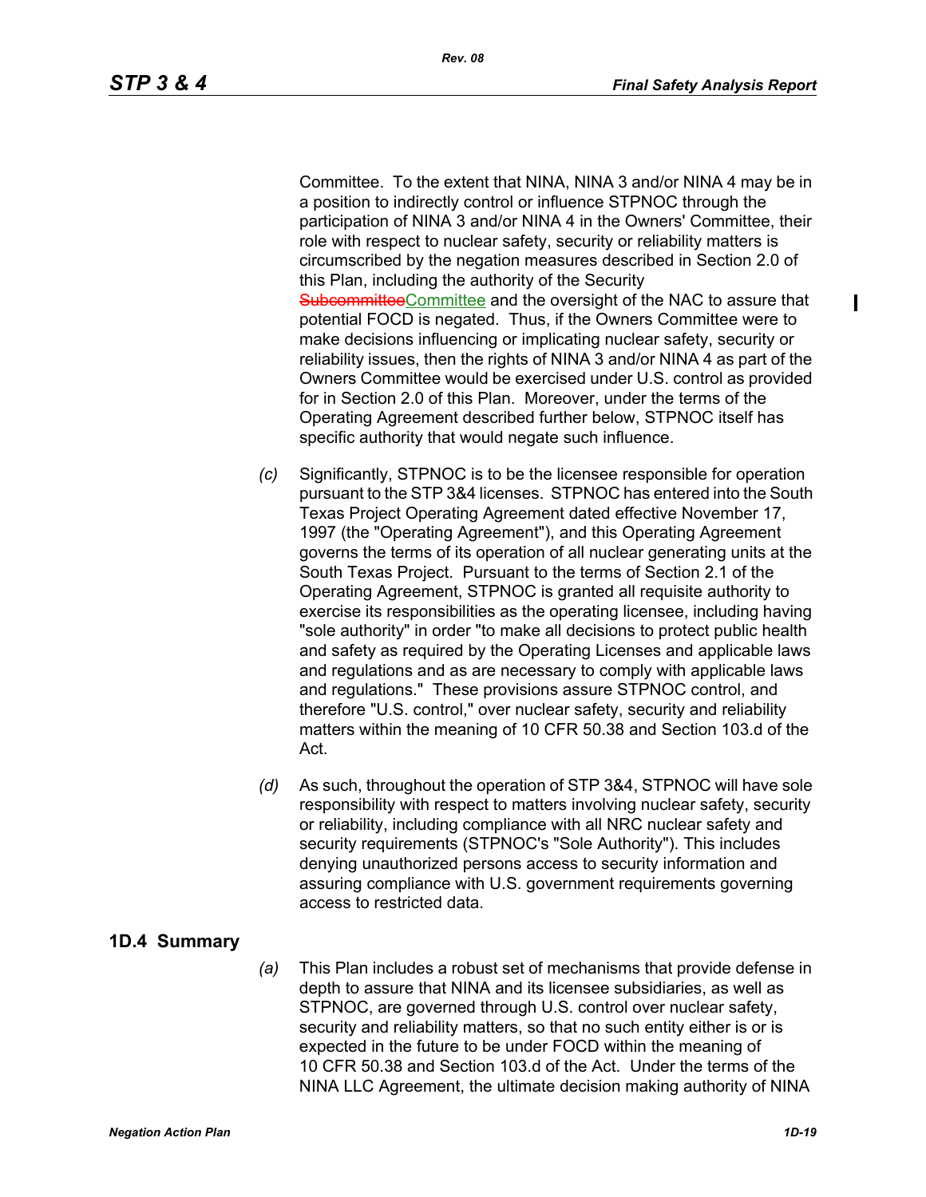Committee. To the extent that NINA, NINA 3 and/or NINA 4 may be in a position to indirectly control or influence STPNOC through the participation of NINA 3 and/or NINA 4 in the Owners' Committee, their role with respect to nuclear safety, security or reliability matters is circumscribed by the negation measures described in Section 2.0 of this Plan, including the authority of the Security ~~Subcommittee~~Committee and the oversight of the NAC to assure that potential FOCD is negated. Thus, if the Owners Committee were to make decisions influencing or implicating nuclear safety, security or reliability issues, then the rights of NINA 3 and/or NINA 4 as part of the Owners Committee would be exercised under U.S. control as provided for in Section 2.0 of this Plan. Moreover, under the terms of the Operating Agreement described further below, STPNOC itself has specific authority that would negate such influence.

*(c)* Significantly, STPNOC is to be the licensee responsible for operation pursuant to the STP 3&4 licenses. STPNOC has entered into the South Texas Project Operating Agreement dated effective November 17, 1997 (the "Operating Agreement"), and this Operating Agreement governs the terms of its operation of all nuclear generating units at the South Texas Project. Pursuant to the terms of Section 2.1 of the Operating Agreement, STPNOC is granted all requisite authority to exercise its responsibilities as the operating licensee, including having "sole authority" in order "to make all decisions to protect public health and safety as required by the Operating Licenses and applicable laws and regulations and as are necessary to comply with applicable laws and regulations." These provisions assure STPNOC control, and therefore "U.S. control," over nuclear safety, security and reliability matters within the meaning of 10 CFR 50.38 and Section 103.d of the Act.

*(d)* As such, throughout the operation of STP 3&4, STPNOC will have sole responsibility with respect to matters involving nuclear safety, security or reliability, including compliance with all NRC nuclear safety and security requirements (STPNOC's "Sole Authority"). This includes denying unauthorized persons access to security information and assuring compliance with U.S. government requirements governing access to restricted data.

## 1D.4 Summary

*(a)* This Plan includes a robust set of mechanisms that provide defense in depth to assure that NINA and its licensee subsidiaries, as well as STPNOC, are governed through U.S. control over nuclear safety, security and reliability matters, so that no such entity either is or is expected in the future to be under FOCD within the meaning of 10 CFR 50.38 and Section 103.d of the Act. Under the terms of the NINA LLC Agreement, the ultimate decision making authority of NINA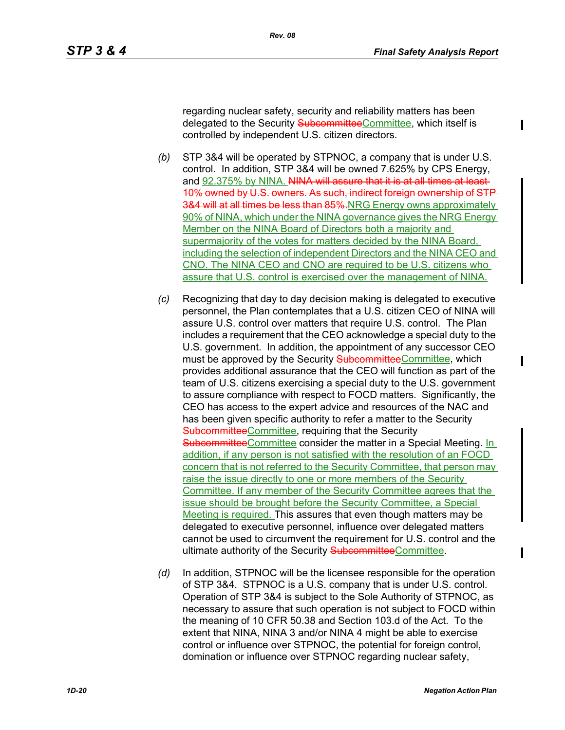regarding nuclear safety, security and reliability matters has been delegated to the Security ~~Subcommittee~~Committee, which itself is controlled by independent U.S. citizen directors.

*(b)* STP 3&4 will be operated by STPNOC, a company that is under U.S. control. In addition, STP 3&4 will be owned 7.625% by CPS Energy, and 92.375% by NINA. ~~NINA will assure that it is at all times at least 10% owned by U.S. owners. As such, indirect foreign ownership of STP 3&4 will at all times be less than 85%.~~NRG Energy owns approximately 90% of NINA, which under the NINA governance gives the NRG Energy Member on the NINA Board of Directors both a majority and supermajority of the votes for matters decided by the NINA Board, including the selection of independent Directors and the NINA CEO and CNO. The NINA CEO and CNO are required to be U.S. citizens who assure that U.S. control is exercised over the management of NINA.

*(c)* Recognizing that day to day decision making is delegated to executive personnel, the Plan contemplates that a U.S. citizen CEO of NINA will assure U.S. control over matters that require U.S. control. The Plan includes a requirement that the CEO acknowledge a special duty to the U.S. government. In addition, the appointment of any successor CEO must be approved by the Security ~~Subcommittee~~Committee, which provides additional assurance that the CEO will function as part of the team of U.S. citizens exercising a special duty to the U.S. government to assure compliance with respect to FOCD matters. Significantly, the CEO has access to the expert advice and resources of the NAC and has been given specific authority to refer a matter to the Security ~~Subcommittee~~Committee, requiring that the Security ~~Subcommittee~~Committee consider the matter in a Special Meeting. In addition, if any person is not satisfied with the resolution of an FOCD concern that is not referred to the Security Committee, that person may raise the issue directly to one or more members of the Security Committee. If any member of the Security Committee agrees that the issue should be brought before the Security Committee, a Special Meeting is required. This assures that even though matters may be delegated to executive personnel, influence over delegated matters cannot be used to circumvent the requirement for U.S. control and the ultimate authority of the Security ~~Subcommittee~~Committee.

*(d)* In addition, STPNOC will be the licensee responsible for the operation of STP 3&4. STPNOC is a U.S. company that is under U.S. control. Operation of STP 3&4 is subject to the Sole Authority of STPNOC, as necessary to assure that such operation is not subject to FOCD within the meaning of 10 CFR 50.38 and Section 103.d of the Act. To the extent that NINA, NINA 3 and/or NINA 4 might be able to exercise control or influence over STPNOC, the potential for foreign control, domination or influence over STPNOC regarding nuclear safety,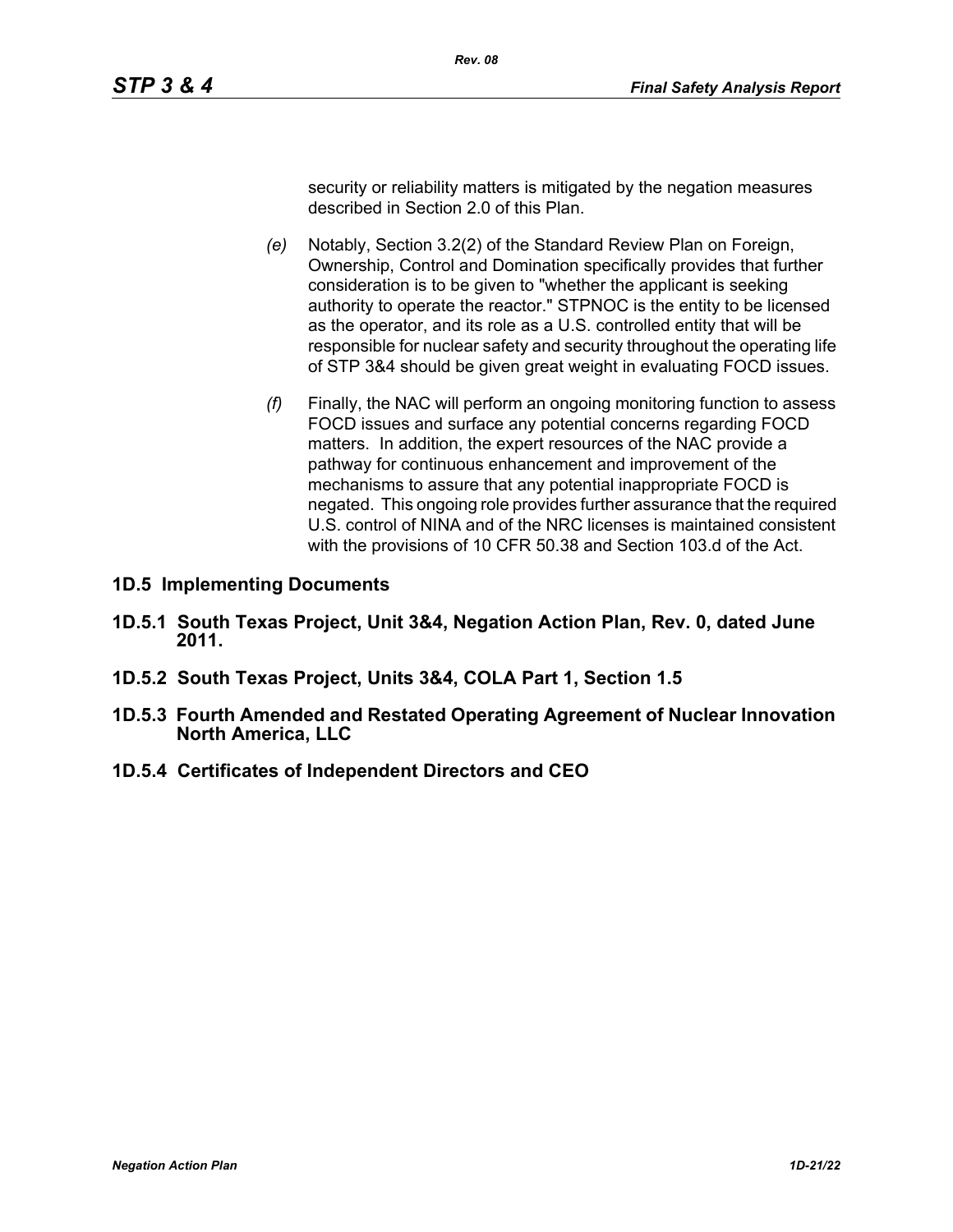security or reliability matters is mitigated by the negation measures described in Section 2.0 of this Plan.

*(e)* Notably, Section 3.2(2) of the Standard Review Plan on Foreign, Ownership, Control and Domination specifically provides that further consideration is to be given to "whether the applicant is seeking authority to operate the reactor." STPNOC is the entity to be licensed as the operator, and its role as a U.S. controlled entity that will be responsible for nuclear safety and security throughout the operating life of STP 3&4 should be given great weight in evaluating FOCD issues.

*(f)* Finally, the NAC will perform an ongoing monitoring function to assess FOCD issues and surface any potential concerns regarding FOCD matters. In addition, the expert resources of the NAC provide a pathway for continuous enhancement and improvement of the mechanisms to assure that any potential inappropriate FOCD is negated. This ongoing role provides further assurance that the required U.S. control of NINA and of the NRC licenses is maintained consistent with the provisions of 10 CFR 50.38 and Section 103.d of the Act.

## 1D.5 Implementing Documents

### 1D.5.1 South Texas Project, Unit 3&4, Negation Action Plan, Rev. 0, dated June 2011.

### 1D.5.2 South Texas Project, Units 3&4, COLA Part 1, Section 1.5

### 1D.5.3 Fourth Amended and Restated Operating Agreement of Nuclear Innovation North America, LLC

### 1D.5.4 Certificates of Independent Directors and CEO